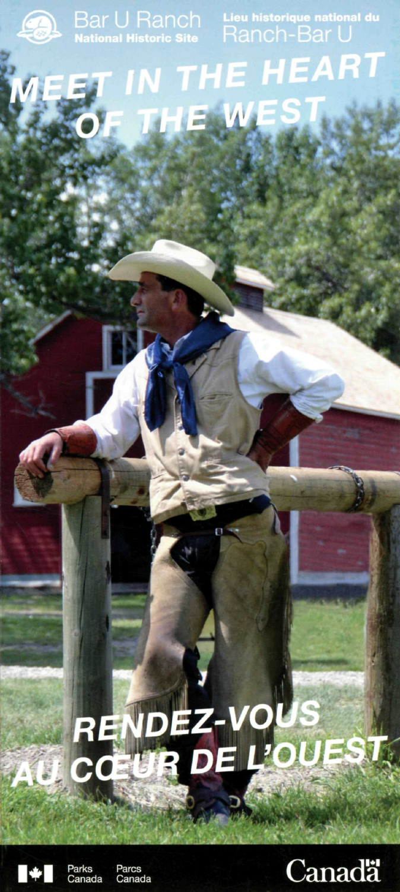Bar U Ranch
National Historic Site

Lieu historique national du
Ranch-Bar U

# MEET IN THE HEART OF THE WEST

# RENDEZ-VOUS AU CŒUR DE L'OUEST

Parks Canada　Parcs Canada

Canada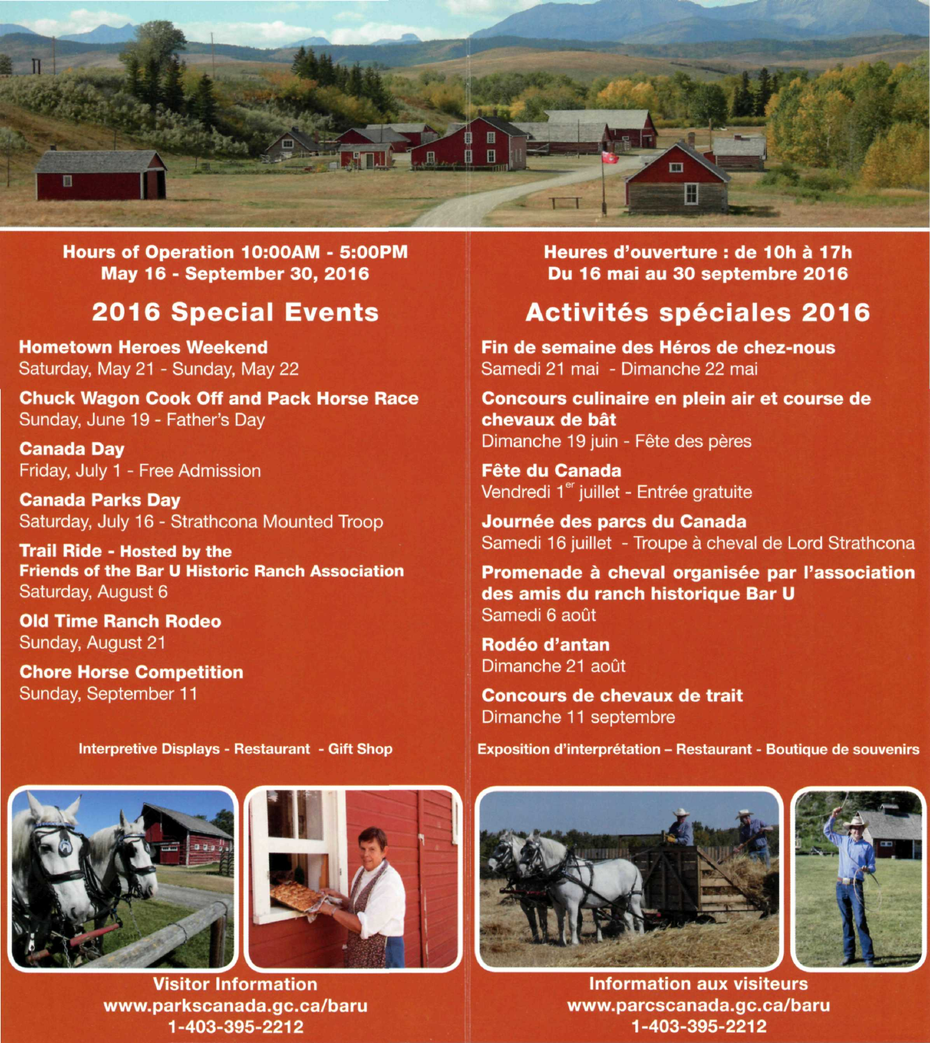**Hours of Operation 10:00AM - 5:00PM**
**May 16 - September 30, 2016**

## 2016 Special Events

**Hometown Heroes Weekend**
Saturday, May 21 - Sunday, May 22

**Chuck Wagon Cook Off and Pack Horse Race**
Sunday, June 19 - Father's Day

**Canada Day**
Friday, July 1 - Free Admission

**Canada Parks Day**
Saturday, July 16 - Strathcona Mounted Troop

**Trail Ride - Hosted by the Friends of the Bar U Historic Ranch Association**
Saturday, August 6

**Old Time Ranch Rodeo**
Sunday, August 21

**Chore Horse Competition**
Sunday, September 11

**Interpretive Displays - Restaurant - Gift Shop**

**Visitor Information**
**www.parkscanada.gc.ca/baru**
**1-403-395-2212**

**Heures d'ouverture : de 10h à 17h**
**Du 16 mai au 30 septembre 2016**

## Activités spéciales 2016

**Fin de semaine des Héros de chez-nous**
Samedi 21 mai - Dimanche 22 mai

**Concours culinaire en plein air et course de chevaux de bât**
Dimanche 19 juin - Fête des pères

**Fête du Canada**
Vendredi 1er juillet - Entrée gratuite

**Journée des parcs du Canada**
Samedi 16 juillet - Troupe à cheval de Lord Strathcona

**Promenade à cheval organisée par l'association des amis du ranch historique Bar U**
Samedi 6 août

**Rodéo d'antan**
Dimanche 21 août

**Concours de chevaux de trait**
Dimanche 11 septembre

**Exposition d'interprétation – Restaurant - Boutique de souvenirs**

**Information aux visiteurs**
**www.parcscanada.gc.ca/baru**
**1-403-395-2212**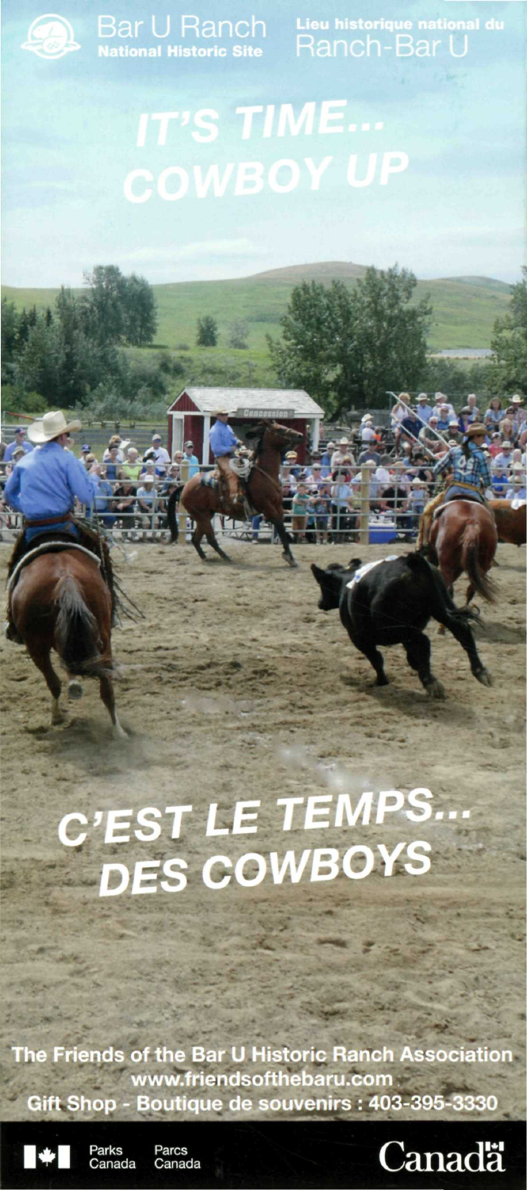Bar U Ranch
National Historic Site

Lieu historique national du
Ranch-Bar U

# IT'S TIME... COWBOY UP

# C'EST LE TEMPS... DES COWBOYS

The Friends of the Bar U Historic Ranch Association
www.friendsofthebaru.com
Gift Shop - Boutique de souvenirs : 403-395-3330

Parks Canada Parcs Canada

Canada